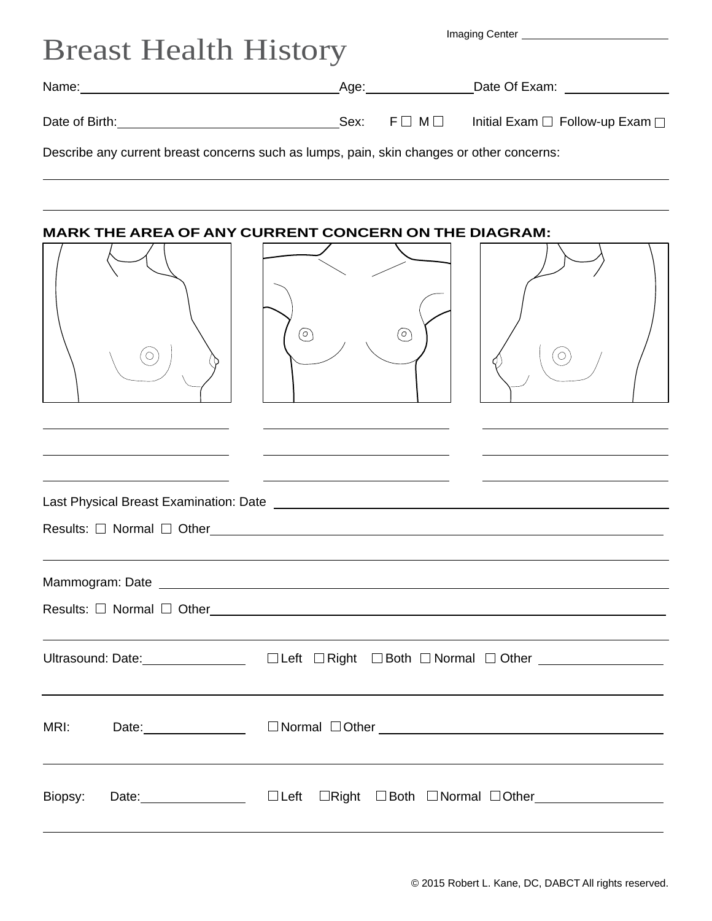Imaging Center ________________________

# Breast Health History

Name: ________________________________ Age: ____________ Date Of Exam: ____________

Date of Birth: ____________________________ Sex: F ☐ M ☐ Initial Exam ☐ Follow-up Exam ☐

Describe any current breast concerns such as lumps, pain, skin changes or other concerns:

______________________________________________________________________________

______________________________________________________________________________

**MARK THE AREA OF ANY CURRENT CONCERN ON THE DIAGRAM:**

______________________ ______________________ ______________________

______________________ ______________________ ______________________

______________________ ______________________ ______________________

Last Physical Breast Examination: Date ______________________________________________

Results: ☐ Normal ☐ Other ___________________________________________________________

______________________________________________________________________________

Mammogram: Date ___________________________________________________________________

Results: ☐ Normal ☐ Other ___________________________________________________________

______________________________________________________________________________

Ultrasound: Date: ____________ ☐ Left ☐ Right ☐ Both ☐ Normal ☐ Other ______________

______________________________________________________________________________

MRI: Date: ____________ ☐ Normal ☐ Other ____________________________________________

______________________________________________________________________________

Biopsy: Date: ____________ ☐ Left ☐ Right ☐ Both ☐ Normal ☐ Other ______________

______________________________________________________________________________

© 2015 Robert L. Kane, DC, DABCT All rights reserved.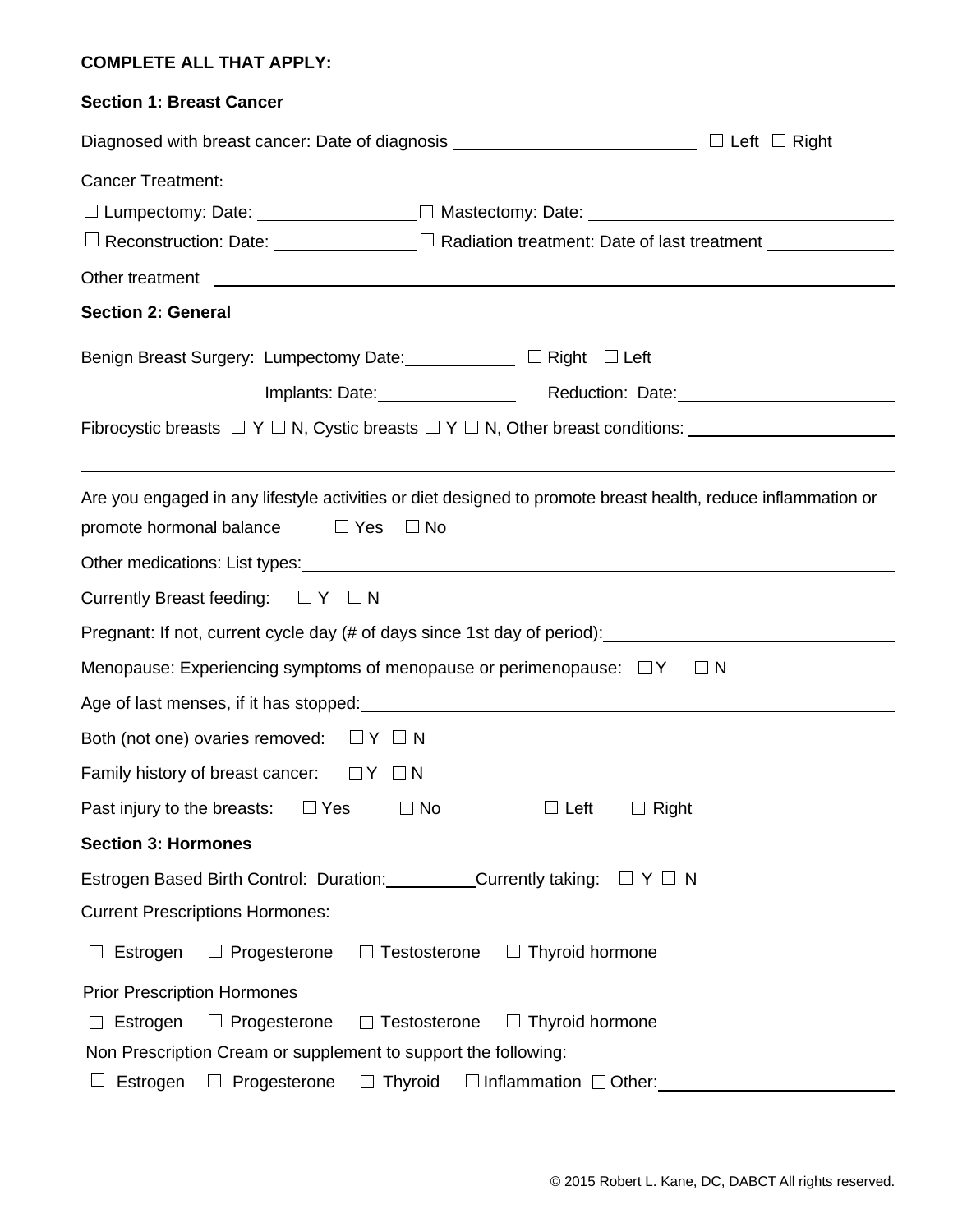**COMPLETE ALL THAT APPLY:**

**Section 1: Breast Cancer**

Diagnosed with breast cancer: Date of diagnosis ________________________ ☐ Left ☐ Right

Cancer Treatment:

☐ Lumpectomy: Date: ________________ ☐ Mastectomy: Date: ______________________________

☐ Reconstruction: Date: ______________ ☐ Radiation treatment: Date of last treatment ____________

Other treatment ______________________________________________________________________

**Section 2: General**

Benign Breast Surgery: Lumpectomy Date: ___________ ☐ Right ☐ Left

Implants: Date: ______________ Reduction: Date: ______________________

Fibrocystic breasts ☐ Y ☐ N, Cystic breasts ☐ Y ☐ N, Other breast conditions: ______________________

______________________________________________________________________________

Are you engaged in any lifestyle activities or diet designed to promote breast health, reduce inflammation or promote hormonal balance ☐ Yes ☐ No

Other medications: List types: ______________________________________________________________

Currently Breast feeding: ☐ Y ☐ N

Pregnant: If not, current cycle day (# of days since 1st day of period): ______________________________

Menopause: Experiencing symptoms of menopause or perimenopause: ☐ Y ☐ N

Age of last menses, if it has stopped: ______________________________________________________

Both (not one) ovaries removed: ☐ Y ☐ N

Family history of breast cancer: ☐ Y ☐ N

Past injury to the breasts: ☐ Yes ☐ No ☐ Left ☐ Right

**Section 3: Hormones**

Estrogen Based Birth Control: Duration: _________ Currently taking: ☐ Y ☐ N

Current Prescriptions Hormones:

☐ Estrogen ☐ Progesterone ☐ Testosterone ☐ Thyroid hormone

Prior Prescription Hormones

☐ Estrogen ☐ Progesterone ☐ Testosterone ☐ Thyroid hormone

Non Prescription Cream or supplement to support the following:

☐ Estrogen ☐ Progesterone ☐ Thyroid ☐ Inflammation ☐ Other: ______________________

© 2015 Robert L. Kane, DC, DABCT All rights reserved.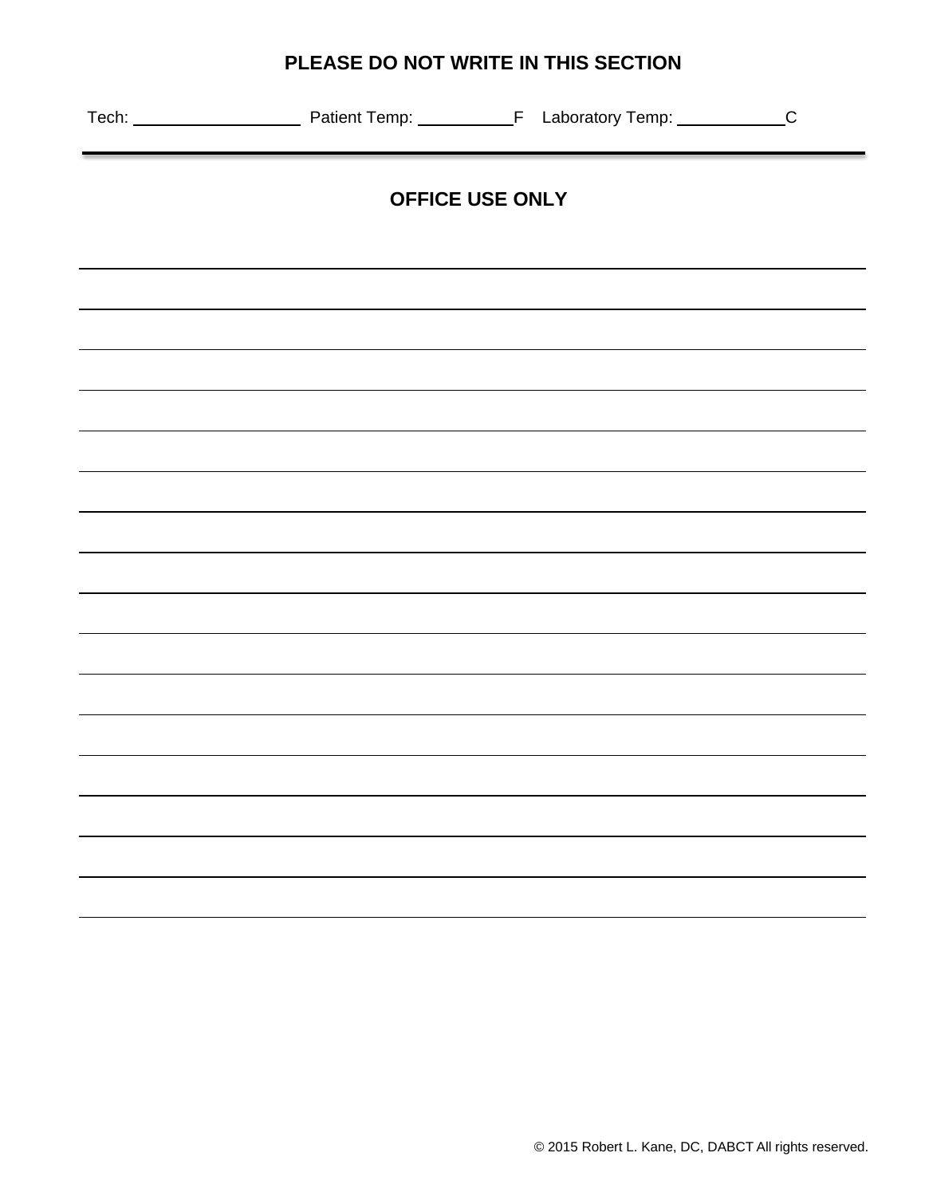**PLEASE DO NOT WRITE IN THIS SECTION**

Tech: ____________________ Patient Temp: ___________F Laboratory Temp: ____________C

---

**OFFICE USE ONLY**

© 2015 Robert L. Kane, DC, DABCT All rights reserved.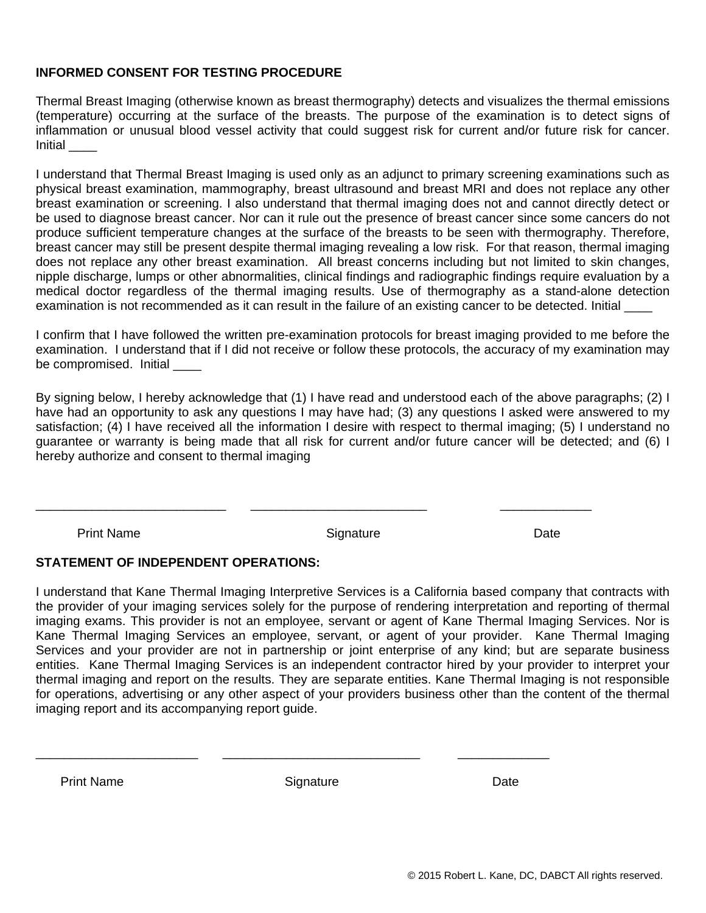**INFORMED CONSENT FOR TESTING PROCEDURE**

Thermal Breast Imaging (otherwise known as breast thermography) detects and visualizes the thermal emissions (temperature) occurring at the surface of the breasts. The purpose of the examination is to detect signs of inflammation or unusual blood vessel activity that could suggest risk for current and/or future risk for cancer. Initial ____

I understand that Thermal Breast Imaging is used only as an adjunct to primary screening examinations such as physical breast examination, mammography, breast ultrasound and breast MRI and does not replace any other breast examination or screening. I also understand that thermal imaging does not and cannot directly detect or be used to diagnose breast cancer. Nor can it rule out the presence of breast cancer since some cancers do not produce sufficient temperature changes at the surface of the breasts to be seen with thermography. Therefore, breast cancer may still be present despite thermal imaging revealing a low risk. For that reason, thermal imaging does not replace any other breast examination. All breast concerns including but not limited to skin changes, nipple discharge, lumps or other abnormalities, clinical findings and radiographic findings require evaluation by a medical doctor regardless of the thermal imaging results. Use of thermography as a stand-alone detection examination is not recommended as it can result in the failure of an existing cancer to be detected. Initial ____

I confirm that I have followed the written pre-examination protocols for breast imaging provided to me before the examination. I understand that if I did not receive or follow these protocols, the accuracy of my examination may be compromised. Initial ____

By signing below, I hereby acknowledge that (1) I have read and understood each of the above paragraphs; (2) I have had an opportunity to ask any questions I may have had; (3) any questions I asked were answered to my satisfaction; (4) I have received all the information I desire with respect to thermal imaging; (5) I understand no guarantee or warranty is being made that all risk for current and/or future cancer will be detected; and (6) I hereby authorize and consent to thermal imaging

___________________________ _________________________ _____________

Print Name Signature Date

**STATEMENT OF INDEPENDENT OPERATIONS:**

I understand that Kane Thermal Imaging Interpretive Services is a California based company that contracts with the provider of your imaging services solely for the purpose of rendering interpretation and reporting of thermal imaging exams. This provider is not an employee, servant or agent of Kane Thermal Imaging Services. Nor is Kane Thermal Imaging Services an employee, servant, or agent of your provider. Kane Thermal Imaging Services and your provider are not in partnership or joint enterprise of any kind; but are separate business entities. Kane Thermal Imaging Services is an independent contractor hired by your provider to interpret your thermal imaging and report on the results. They are separate entities. Kane Thermal Imaging is not responsible for operations, advertising or any other aspect of your providers business other than the content of the thermal imaging report and its accompanying report guide.

_______________________ ____________________________ _____________

Print Name Signature Date

© 2015 Robert L. Kane, DC, DABCT All rights reserved.